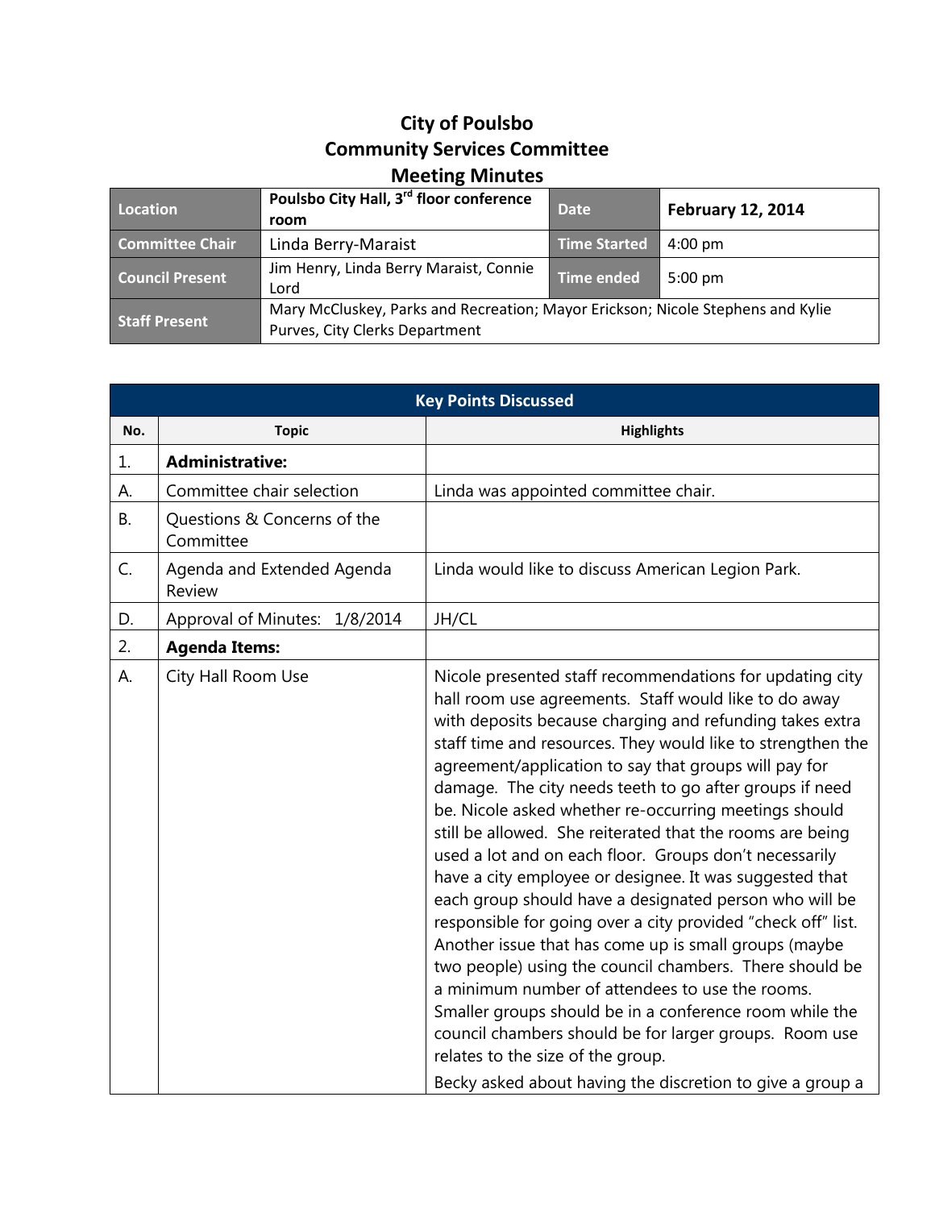# City of Poulsbo
# Community Services Committee
# Meeting Minutes

| Location | Poulsbo City Hall, 3rd floor conference room | Date | February 12, 2014 |
| --- | --- | --- | --- |
| Committee Chair | Linda Berry-Maraist | Time Started | 4:00 pm |
| Council Present | Jim Henry, Linda Berry Maraist, Connie Lord | Time ended | 5:00 pm |
| Staff Present | Mary McCluskey, Parks and Recreation; Mayor Erickson; Nicole Stephens and Kylie Purves, City Clerks Department | | |

| Key Points Discussed | | |
| --- | --- | --- |
| **No.** | **Topic** | **Highlights** |
| 1. | **Administrative:** | |
| A. | Committee chair selection | Linda was appointed committee chair. |
| B. | Questions & Concerns of the Committee | |
| C. | Agenda and Extended Agenda Review | Linda would like to discuss American Legion Park. |
| D. | Approval of Minutes: 1/8/2014 | JH/CL |
| 2. | **Agenda Items:** | |
| A. | City Hall Room Use | Nicole presented staff recommendations for updating city hall room use agreements. Staff would like to do away with deposits because charging and refunding takes extra staff time and resources. They would like to strengthen the agreement/application to say that groups will pay for damage. The city needs teeth to go after groups if need be. Nicole asked whether re-occurring meetings should still be allowed. She reiterated that the rooms are being used a lot and on each floor. Groups don't necessarily have a city employee or designee. It was suggested that each group should have a designated person who will be responsible for going over a city provided "check off" list. Another issue that has come up is small groups (maybe two people) using the council chambers. There should be a minimum number of attendees to use the rooms. Smaller groups should be in a conference room while the council chambers should be for larger groups. Room use relates to the size of the group. Becky asked about having the discretion to give a group a |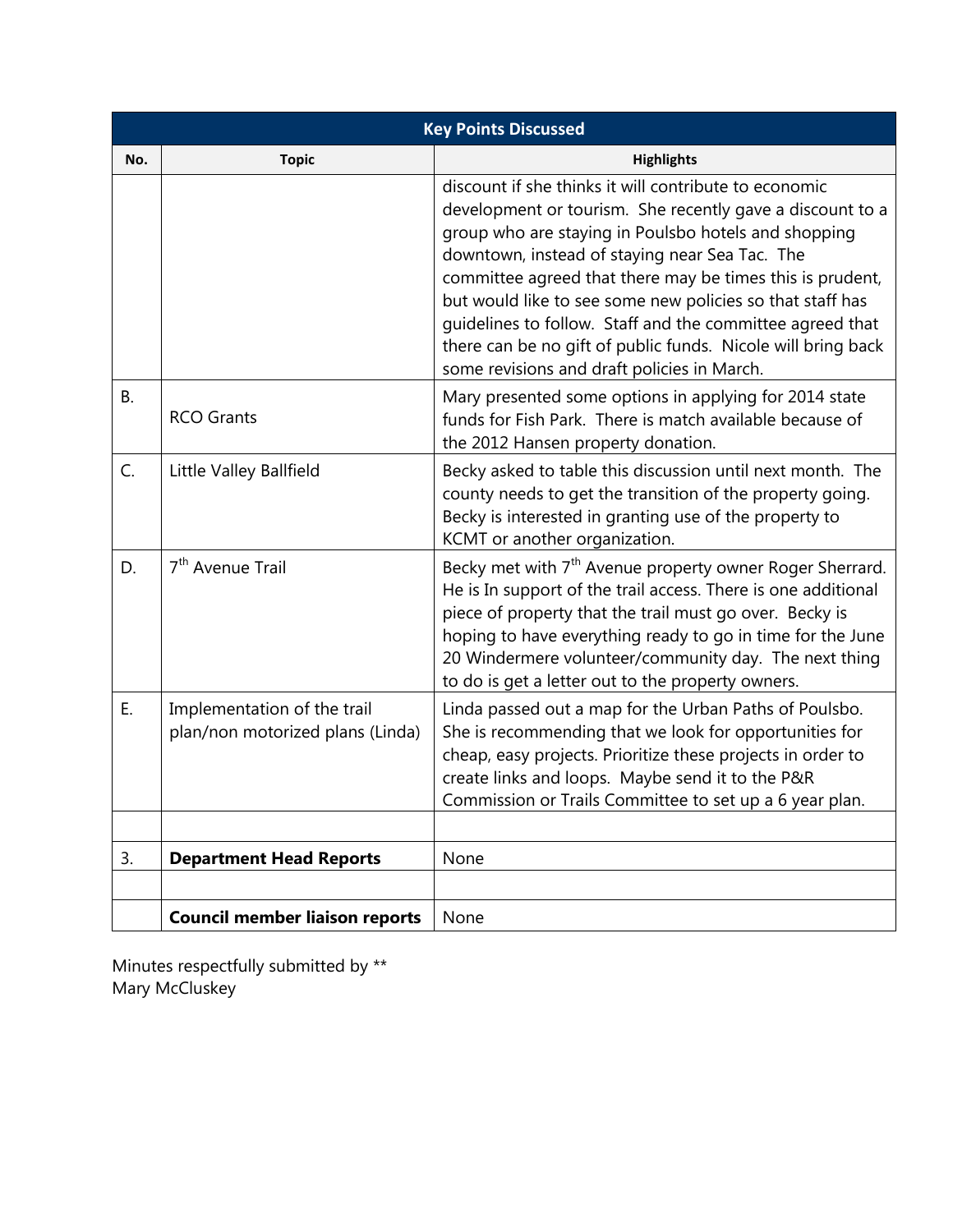| Key Points Discussed | | |
|---|---|---|
| **No.** | **Topic** | **Highlights** |
| | | discount if she thinks it will contribute to economic development or tourism. She recently gave a discount to a group who are staying in Poulsbo hotels and shopping downtown, instead of staying near Sea Tac. The committee agreed that there may be times this is prudent, but would like to see some new policies so that staff has guidelines to follow. Staff and the committee agreed that there can be no gift of public funds. Nicole will bring back some revisions and draft policies in March. |
| B. | RCO Grants | Mary presented some options in applying for 2014 state funds for Fish Park. There is match available because of the 2012 Hansen property donation. |
| C. | Little Valley Ballfield | Becky asked to table this discussion until next month. The county needs to get the transition of the property going. Becky is interested in granting use of the property to KCMT or another organization. |
| D. | 7th Avenue Trail | Becky met with 7th Avenue property owner Roger Sherrard. He is In support of the trail access. There is one additional piece of property that the trail must go over. Becky is hoping to have everything ready to go in time for the June 20 Windermere volunteer/community day. The next thing to do is get a letter out to the property owners. |
| E. | Implementation of the trail plan/non motorized plans (Linda) | Linda passed out a map for the Urban Paths of Poulsbo. She is recommending that we look for opportunities for cheap, easy projects. Prioritize these projects in order to create links and loops. Maybe send it to the P&R Commission or Trails Committee to set up a 6 year plan. |
| | | |
| 3. | **Department Head Reports** | None |
| | | |
| | **Council member liaison reports** | None |

Minutes respectfully submitted by **
Mary McCluskey